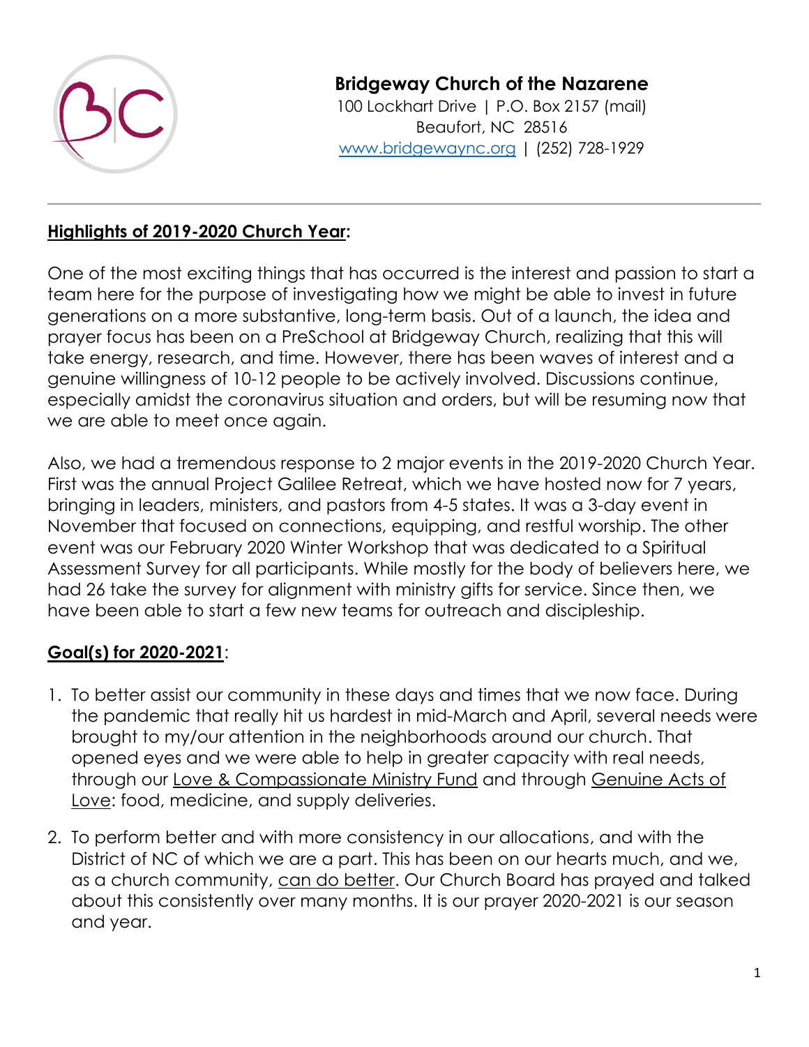**Bridgeway Church of the Nazarene**
100 Lockhart Drive | P.O. Box 2157 (mail)
Beaufort, NC 28516
www.bridgewaync.org | (252) 728-1929

---

## **Highlights of 2019-2020 Church Year:**

One of the most exciting things that has occurred is the interest and passion to start a team here for the purpose of investigating how we might be able to invest in future generations on a more substantive, long-term basis. Out of a launch, the idea and prayer focus has been on a PreSchool at Bridgeway Church, realizing that this will take energy, research, and time. However, there has been waves of interest and a genuine willingness of 10-12 people to be actively involved. Discussions continue, especially amidst the coronavirus situation and orders, but will be resuming now that we are able to meet once again.

Also, we had a tremendous response to 2 major events in the 2019-2020 Church Year. First was the annual Project Galilee Retreat, which we have hosted now for 7 years, bringing in leaders, ministers, and pastors from 4-5 states. It was a 3-day event in November that focused on connections, equipping, and restful worship. The other event was our February 2020 Winter Workshop that was dedicated to a Spiritual Assessment Survey for all participants. While mostly for the body of believers here, we had 26 take the survey for alignment with ministry gifts for service. Since then, we have been able to start a few new teams for outreach and discipleship.

## **Goal(s) for 2020-2021**:

1. To better assist our community in these days and times that we now face. During the pandemic that really hit us hardest in mid-March and April, several needs were brought to my/our attention in the neighborhoods around our church. That opened eyes and we were able to help in greater capacity with real needs, through our Love & Compassionate Ministry Fund and through Genuine Acts of Love: food, medicine, and supply deliveries.
2. To perform better and with more consistency in our allocations, and with the District of NC of which we are a part. This has been on our hearts much, and we, as a church community, can do better. Our Church Board has prayed and talked about this consistently over many months. It is our prayer 2020-2021 is our season and year.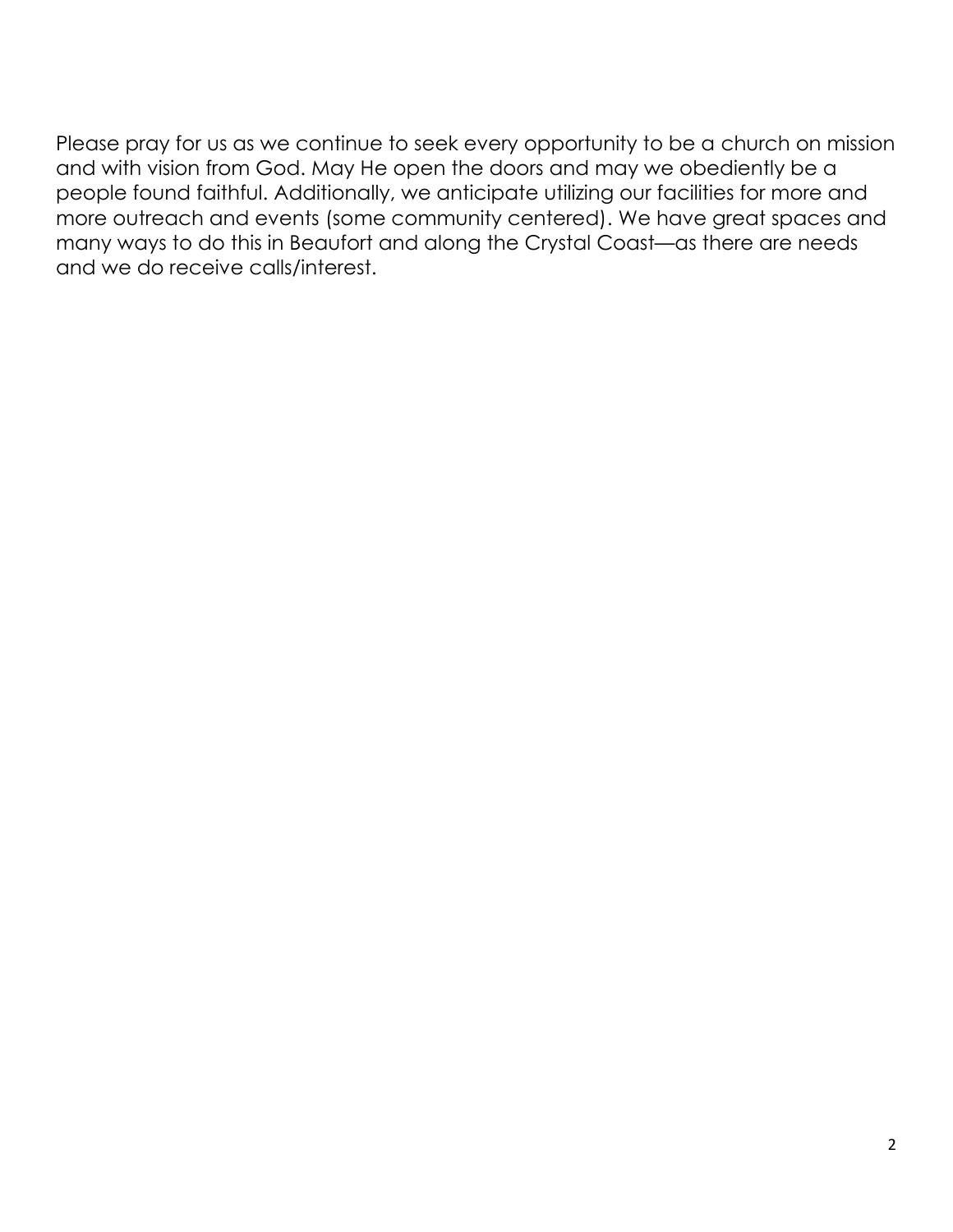Please pray for us as we continue to seek every opportunity to be a church on mission and with vision from God. May He open the doors and may we obediently be a people found faithful. Additionally, we anticipate utilizing our facilities for more and more outreach and events (some community centered). We have great spaces and many ways to do this in Beaufort and along the Crystal Coast—as there are needs and we do receive calls/interest.